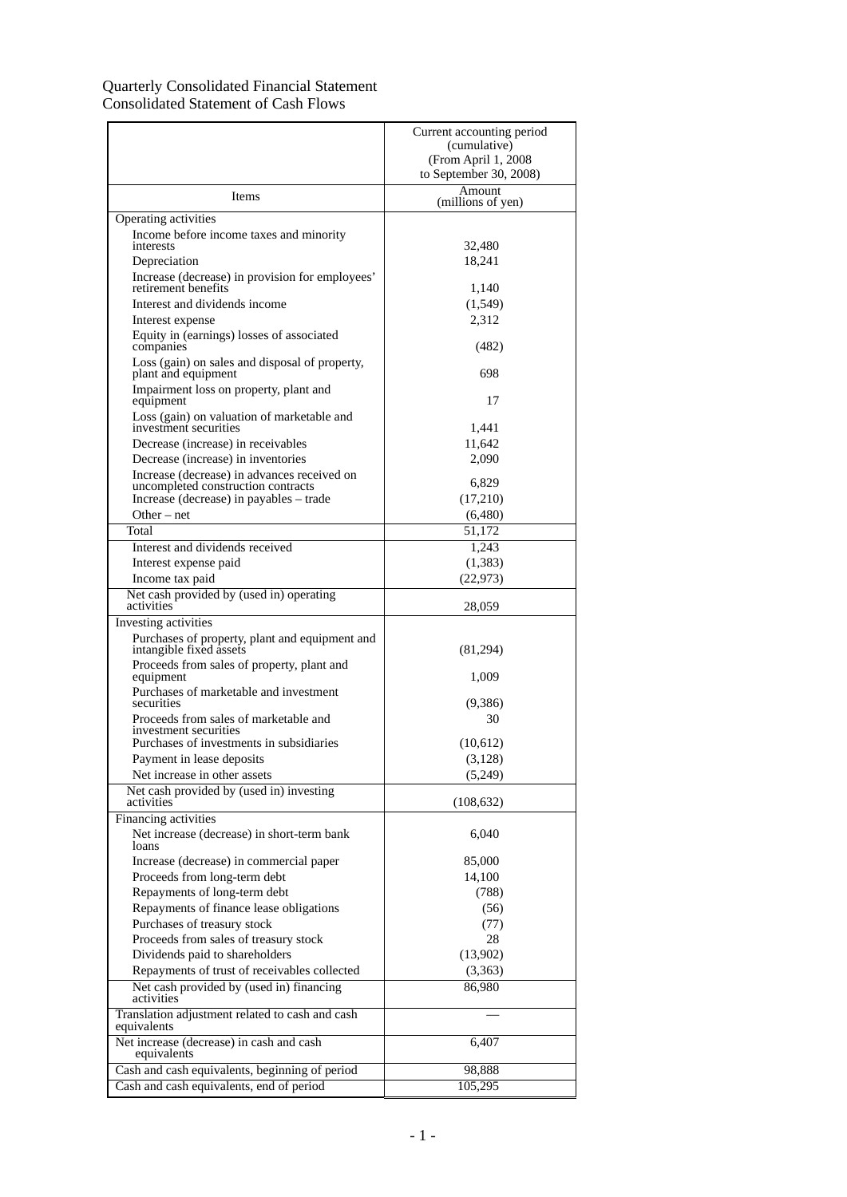Quarterly Consolidated Financial Statement

Consolidated Statement of Cash Flows

| | Current accounting period (cumulative) (From April 1, 2008 to September 30, 2008) |
|---|---|
| Items | Amount (millions of yen) |
| Operating activities | |
| Income before income taxes and minority interests | 32,480 |
| Depreciation | 18,241 |
| Increase (decrease) in provision for employees' retirement benefits | 1,140 |
| Interest and dividends income | (1,549) |
| Interest expense | 2,312 |
| Equity in (earnings) losses of associated companies | (482) |
| Loss (gain) on sales and disposal of property, plant and equipment | 698 |
| Impairment loss on property, plant and equipment | 17 |
| Loss (gain) on valuation of marketable and investment securities | 1,441 |
| Decrease (increase) in receivables | 11,642 |
| Decrease (increase) in inventories | 2,090 |
| Increase (decrease) in advances received on uncompleted construction contracts | 6,829 |
| Increase (decrease) in payables – trade | (17,210) |
| Other – net | (6,480) |
| Total | 51,172 |
| Interest and dividends received | 1,243 |
| Interest expense paid | (1,383) |
| Income tax paid | (22,973) |
| Net cash provided by (used in) operating activities | 28,059 |
| Investing activities | |
| Purchases of property, plant and equipment and intangible fixed assets | (81,294) |
| Proceeds from sales of property, plant and equipment | 1,009 |
| Purchases of marketable and investment securities | (9,386) |
| Proceeds from sales of marketable and investment securities | 30 |
| Purchases of investments in subsidiaries | (10,612) |
| Payment in lease deposits | (3,128) |
| Net increase in other assets | (5,249) |
| Net cash provided by (used in) investing activities | (108,632) |
| Financing activities | |
| Net increase (decrease) in short-term bank loans | 6,040 |
| Increase (decrease) in commercial paper | 85,000 |
| Proceeds from long-term debt | 14,100 |
| Repayments of long-term debt | (788) |
| Repayments of finance lease obligations | (56) |
| Purchases of treasury stock | (77) |
| Proceeds from sales of treasury stock | 28 |
| Dividends paid to shareholders | (13,902) |
| Repayments of trust of receivables collected | (3,363) |
| Net cash provided by (used in) financing activities | 86,980 |
| Translation adjustment related to cash and cash equivalents | — |
| Net increase (decrease) in cash and cash equivalents | 6,407 |
| Cash and cash equivalents, beginning of period | 98,888 |
| Cash and cash equivalents, end of period | 105,295 |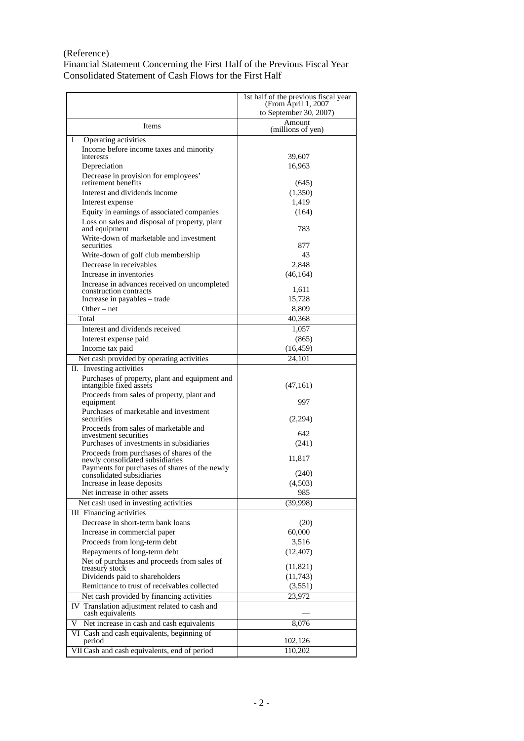(Reference)

Financial Statement Concerning the First Half of the Previous Fiscal Year

Consolidated Statement of Cash Flows for the First Half

| Items | 1st half of the previous fiscal year (From April 1, 2007 to September 30, 2007) Amount (millions of yen) |
|---|---|
| I Operating activities | |
| Income before income taxes and minority interests | 39,607 |
| Depreciation | 16,963 |
| Decrease in provision for employees' retirement benefits | (645) |
| Interest and dividends income | (1,350) |
| Interest expense | 1,419 |
| Equity in earnings of associated companies | (164) |
| Loss on sales and disposal of property, plant and equipment | 783 |
| Write-down of marketable and investment securities | 877 |
| Write-down of golf club membership | 43 |
| Decrease in receivables | 2,848 |
| Increase in inventories | (46,164) |
| Increase in advances received on uncompleted construction contracts | 1,611 |
| Increase in payables – trade | 15,728 |
| Other – net | 8,809 |
| Total | 40,368 |
| Interest and dividends received | 1,057 |
| Interest expense paid | (865) |
| Income tax paid | (16,459) |
| Net cash provided by operating activities | 24,101 |
| II. Investing activities | |
| Purchases of property, plant and equipment and intangible fixed assets | (47,161) |
| Proceeds from sales of property, plant and equipment | 997 |
| Purchases of marketable and investment securities | (2,294) |
| Proceeds from sales of marketable and investment securities | 642 |
| Purchases of investments in subsidiaries | (241) |
| Proceeds from purchases of shares of the newly consolidated subsidiaries | 11,817 |
| Payments for purchases of shares of the newly consolidated subsidiaries | (240) |
| Increase in lease deposits | (4,503) |
| Net increase in other assets | 985 |
| Net cash used in investing activities | (39,998) |
| III Financing activities | |
| Decrease in short-term bank loans | (20) |
| Increase in commercial paper | 60,000 |
| Proceeds from long-term debt | 3,516 |
| Repayments of long-term debt | (12,407) |
| Net of purchases and proceeds from sales of treasury stock | (11,821) |
| Dividends paid to shareholders | (11,743) |
| Remittance to trust of receivables collected | (3,551) |
| Net cash provided by financing activities | 23,972 |
| IV Translation adjustment related to cash and cash equivalents | — |
| V Net increase in cash and cash equivalents | 8,076 |
| VI Cash and cash equivalents, beginning of period | 102,126 |
| VII Cash and cash equivalents, end of period | 110,202 |